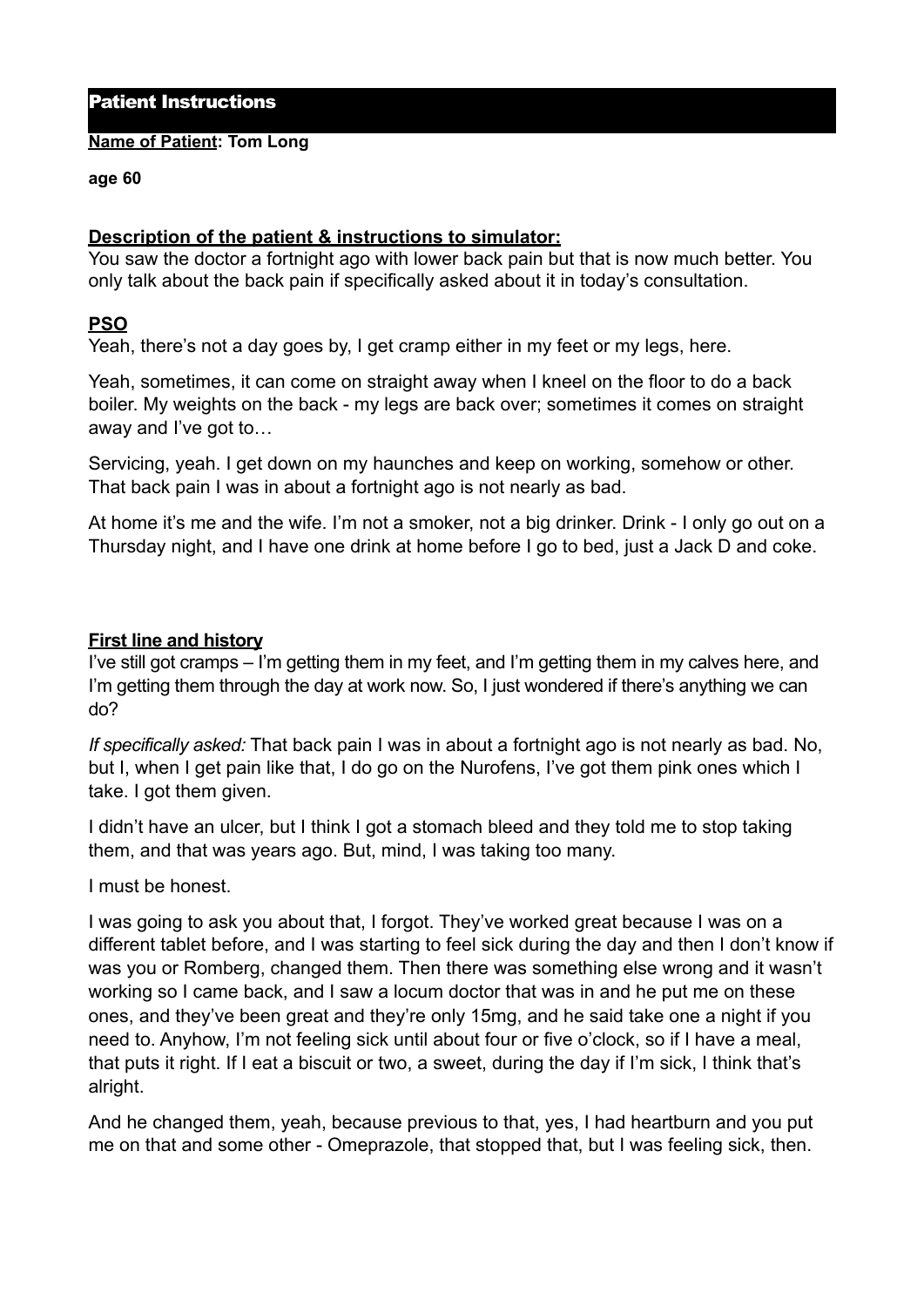# Patient Instructions

**Name of Patient: Tom Long**

**age 60**

**Description of the patient & instructions to simulator:**

You saw the doctor a fortnight ago with lower back pain but that is now much better. You only talk about the back pain if specifically asked about it in today's consultation.

## PSO

Yeah, there's not a day goes by, I get cramp either in my feet or my legs, here.

Yeah, sometimes, it can come on straight away when I kneel on the floor to do a back boiler. My weights on the back - my legs are back over; sometimes it comes on straight away and I've got to…

Servicing, yeah. I get down on my haunches and keep on working, somehow or other. That back pain I was in about a fortnight ago is not nearly as bad.

At home it's me and the wife. I'm not a smoker, not a big drinker. Drink - I only go out on a Thursday night, and I have one drink at home before I go to bed, just a Jack D and coke.

**First line and history**

I've still got cramps – I'm getting them in my feet, and I'm getting them in my calves here, and I'm getting them through the day at work now. So, I just wondered if there's anything we can do?

*If specifically asked:* That back pain I was in about a fortnight ago is not nearly as bad. No, but I, when I get pain like that, I do go on the Nurofens, I've got them pink ones which I take. I got them given.

I didn't have an ulcer, but I think I got a stomach bleed and they told me to stop taking them, and that was years ago. But, mind, I was taking too many.

I must be honest.

I was going to ask you about that, I forgot. They've worked great because I was on a different tablet before, and I was starting to feel sick during the day and then I don't know if was you or Romberg, changed them. Then there was something else wrong and it wasn't working so I came back, and I saw a locum doctor that was in and he put me on these ones, and they've been great and they're only 15mg, and he said take one a night if you need to. Anyhow, I'm not feeling sick until about four or five o'clock, so if I have a meal, that puts it right. If I eat a biscuit or two, a sweet, during the day if I'm sick, I think that's alright.

And he changed them, yeah, because previous to that, yes, I had heartburn and you put me on that and some other - Omeprazole, that stopped that, but I was feeling sick, then.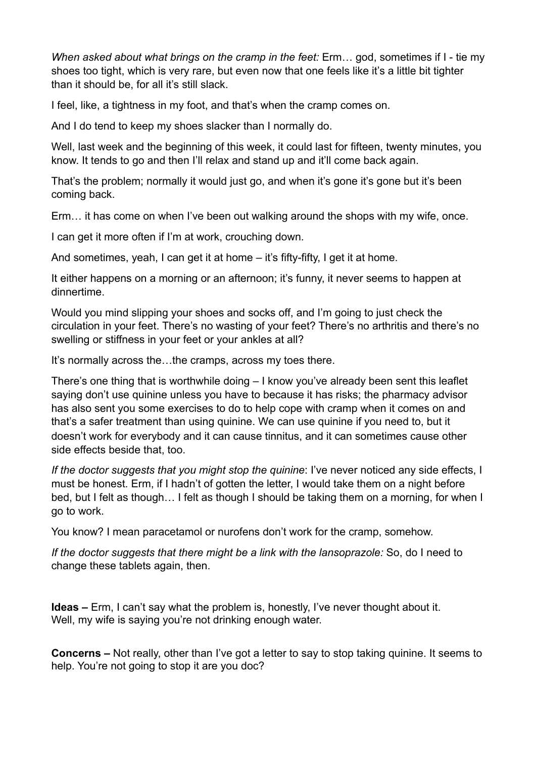*When asked about what brings on the cramp in the feet:* Erm… god, sometimes if I - tie my shoes too tight, which is very rare, but even now that one feels like it's a little bit tighter than it should be, for all it's still slack.

I feel, like, a tightness in my foot, and that's when the cramp comes on.

And I do tend to keep my shoes slacker than I normally do.

Well, last week and the beginning of this week, it could last for fifteen, twenty minutes, you know. It tends to go and then I'll relax and stand up and it'll come back again.

That's the problem; normally it would just go, and when it's gone it's gone but it's been coming back.

Erm… it has come on when I've been out walking around the shops with my wife, once.

I can get it more often if I'm at work, crouching down.

And sometimes, yeah, I can get it at home – it's fifty-fifty, I get it at home.

It either happens on a morning or an afternoon; it's funny, it never seems to happen at dinnertime.

Would you mind slipping your shoes and socks off, and I'm going to just check the circulation in your feet. There's no wasting of your feet? There's no arthritis and there's no swelling or stiffness in your feet or your ankles at all?

It's normally across the…the cramps, across my toes there.

There's one thing that is worthwhile doing – I know you've already been sent this leaflet saying don't use quinine unless you have to because it has risks; the pharmacy advisor has also sent you some exercises to do to help cope with cramp when it comes on and that's a safer treatment than using quinine. We can use quinine if you need to, but it doesn't work for everybody and it can cause tinnitus, and it can sometimes cause other side effects beside that, too.

*If the doctor suggests that you might stop the quinine*: I've never noticed any side effects, I must be honest. Erm, if I hadn't of gotten the letter, I would take them on a night before bed, but I felt as though… I felt as though I should be taking them on a morning, for when I go to work.

You know? I mean paracetamol or nurofens don't work for the cramp, somehow.

*If the doctor suggests that there might be a link with the lansoprazole:* So, do I need to change these tablets again, then.

**Ideas –** Erm, I can't say what the problem is, honestly, I've never thought about it.
Well, my wife is saying you're not drinking enough water.

**Concerns –** Not really, other than I've got a letter to say to stop taking quinine. It seems to help. You're not going to stop it are you doc?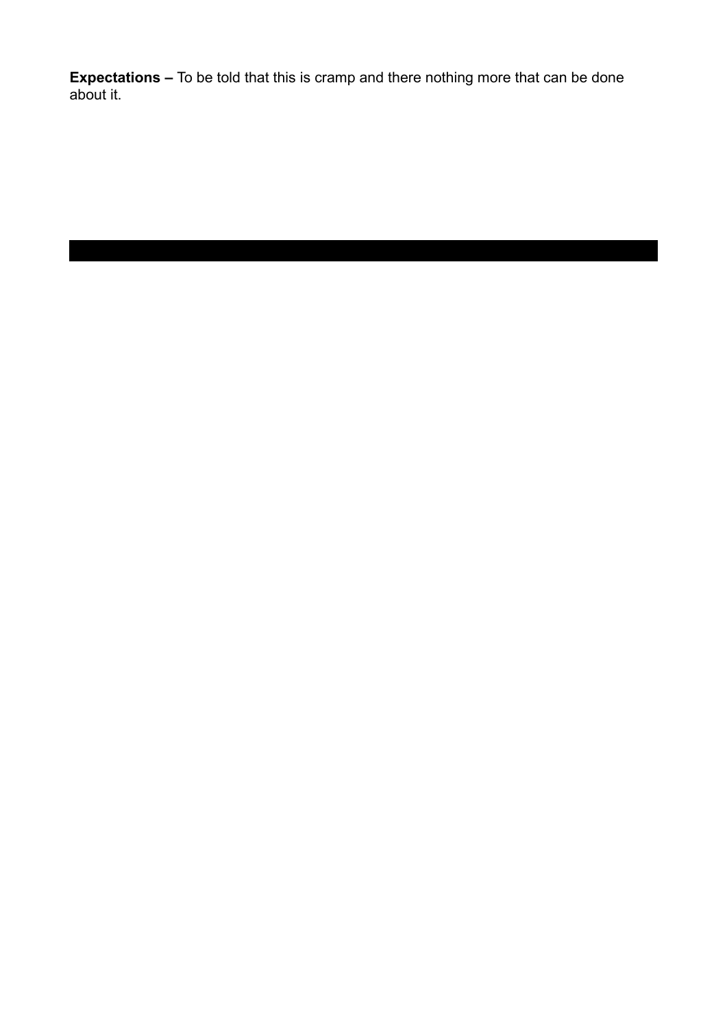**Expectations –** To be told that this is cramp and there nothing more that can be done about it.